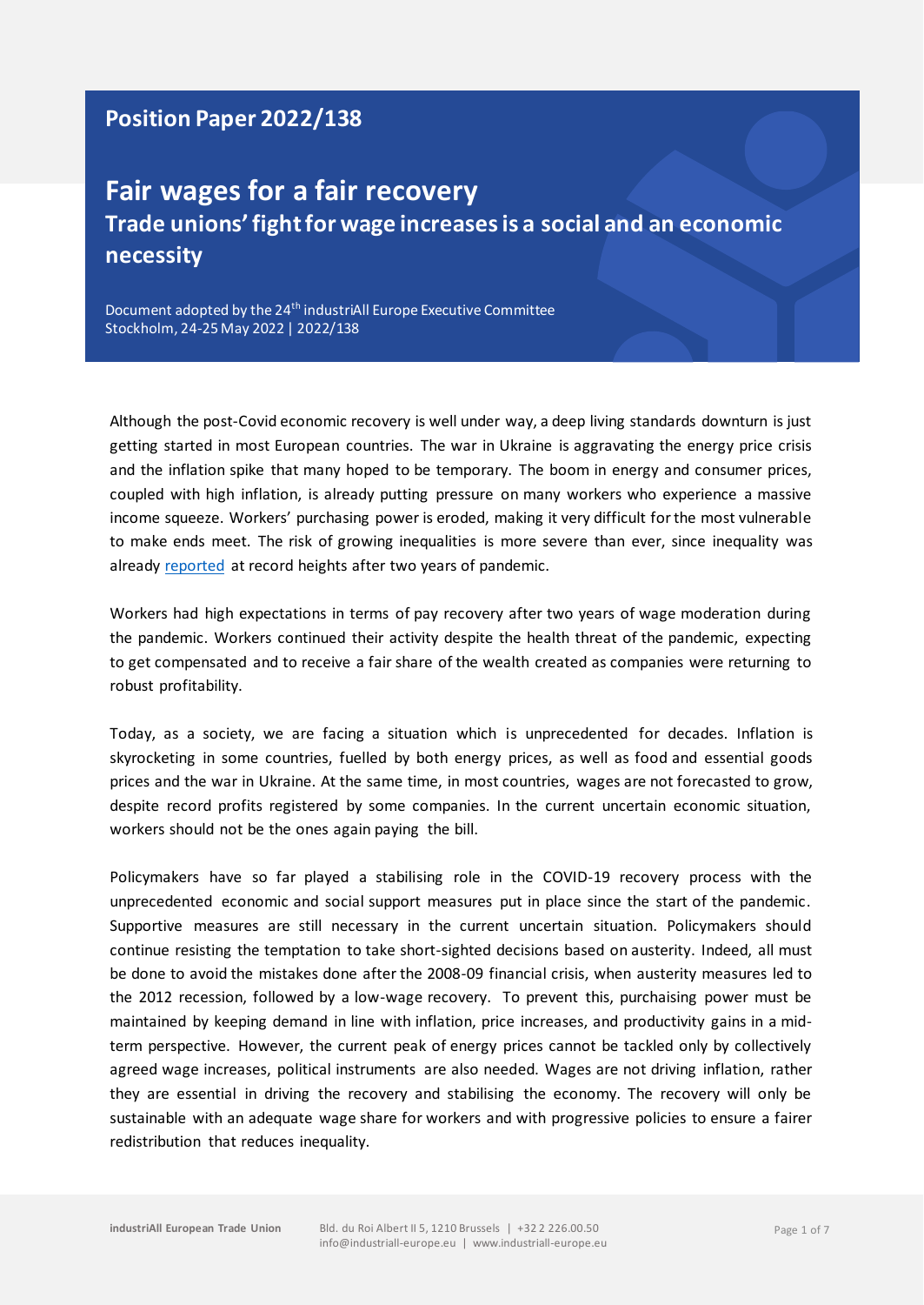**Position Paper 2022/138**

# Fair wages for a fair recovery

## Trade unions' fight for wage increases is a social and an economic necessity

Document adopted by the 24th industriAll Europe Executive Committee
Stockholm, 24-25 May 2022 | 2022/138

Although the post-Covid economic recovery is well under way, a deep living standards downturn is just getting started in most European countries. The war in Ukraine is aggravating the energy price crisis and the inflation spike that many hoped to be temporary. The boom in energy and consumer prices, coupled with high inflation, is already putting pressure on many workers who experience a massive income squeeze. Workers' purchasing power is eroded, making it very difficult for the most vulnerable to make ends meet. The risk of growing inequalities is more severe than ever, since inequality was already reported at record heights after two years of pandemic.

Workers had high expectations in terms of pay recovery after two years of wage moderation during the pandemic. Workers continued their activity despite the health threat of the pandemic, expecting to get compensated and to receive a fair share of the wealth created as companies were returning to robust profitability.

Today, as a society, we are facing a situation which is unprecedented for decades. Inflation is skyrocketing in some countries, fuelled by both energy prices, as well as food and essential goods prices and the war in Ukraine. At the same time, in most countries, wages are not forecasted to grow, despite record profits registered by some companies. In the current uncertain economic situation, workers should not be the ones again paying the bill.

Policymakers have so far played a stabilising role in the COVID-19 recovery process with the unprecedented economic and social support measures put in place since the start of the pandemic. Supportive measures are still necessary in the current uncertain situation. Policymakers should continue resisting the temptation to take short-sighted decisions based on austerity. Indeed, all must be done to avoid the mistakes done after the 2008-09 financial crisis, when austerity measures led to the 2012 recession, followed by a low-wage recovery. To prevent this, purchaising power must be maintained by keeping demand in line with inflation, price increases, and productivity gains in a mid-term perspective. However, the current peak of energy prices cannot be tackled only by collectively agreed wage increases, political instruments are also needed. Wages are not driving inflation, rather they are essential in driving the recovery and stabilising the economy. The recovery will only be sustainable with an adequate wage share for workers and with progressive policies to ensure a fairer redistribution that reduces inequality.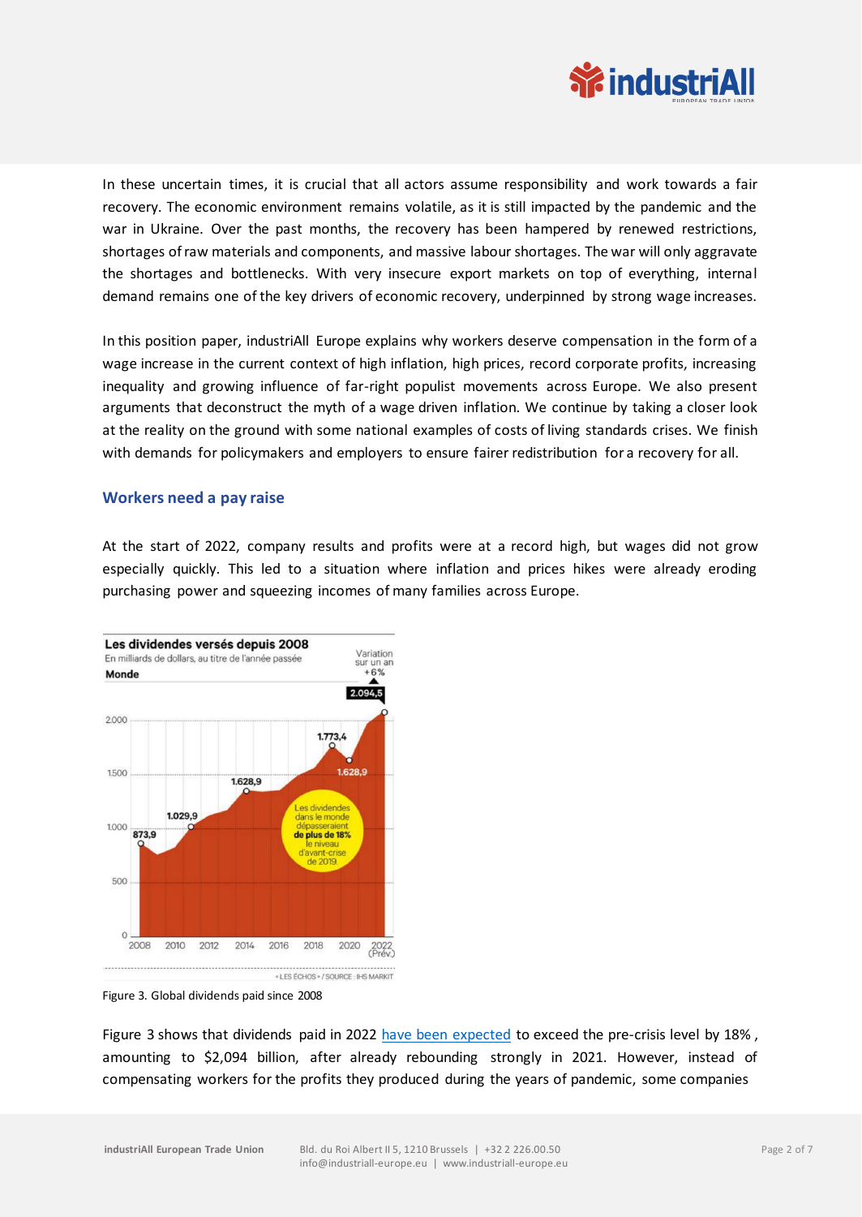In these uncertain times, it is crucial that all actors assume responsibility and work towards a fair recovery. The economic environment remains volatile, as it is still impacted by the pandemic and the war in Ukraine. Over the past months, the recovery has been hampered by renewed restrictions, shortages of raw materials and components, and massive labour shortages. The war will only aggravate the shortages and bottlenecks. With very insecure export markets on top of everything, internal demand remains one of the key drivers of economic recovery, underpinned by strong wage increases.

In this position paper, industriAll Europe explains why workers deserve compensation in the form of a wage increase in the current context of high inflation, high prices, record corporate profits, increasing inequality and growing influence of far-right populist movements across Europe. We also present arguments that deconstruct the myth of a wage driven inflation. We continue by taking a closer look at the reality on the ground with some national examples of costs of living standards crises. We finish with demands for policymakers and employers to ensure fairer redistribution for a recovery for all.

## Workers need a pay raise

At the start of 2022, company results and profits were at a record high, but wages did not grow especially quickly. This led to a situation where inflation and prices hikes were already eroding purchasing power and squeezing incomes of many families across Europe.

Figure 3. Global dividends paid since 2008

Figure 3 shows that dividends paid in 2022 have been expected to exceed the pre-crisis level by 18% , amounting to $2,094 billion, after already rebounding strongly in 2021. However, instead of compensating workers for the profits they produced during the years of pandemic, some companies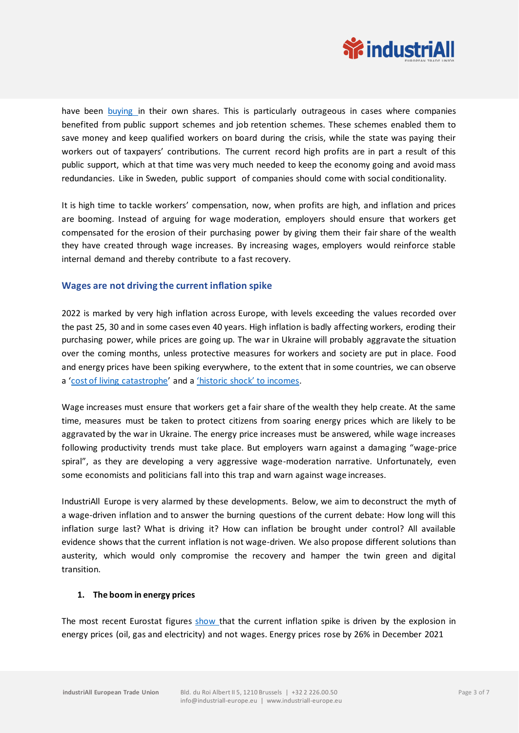have been [buying](#) in their own shares. This is particularly outrageous in cases where companies benefited from public support schemes and job retention schemes. These schemes enabled them to save money and keep qualified workers on board during the crisis, while the state was paying their workers out of taxpayers' contributions. The current record high profits are in part a result of this public support, which at that time was very much needed to keep the economy going and avoid mass redundancies. Like in Sweden, public support of companies should come with social conditionality.

It is high time to tackle workers' compensation, now, when profits are high, and inflation and prices are booming. Instead of arguing for wage moderation, employers should ensure that workers get compensated for the erosion of their purchasing power by giving them their fair share of the wealth they have created through wage increases. By increasing wages, employers would reinforce stable internal demand and thereby contribute to a fast recovery.

## Wages are not driving the current inflation spike

2022 is marked by very high inflation across Europe, with levels exceeding the values recorded over the past 25, 30 and in some cases even 40 years. High inflation is badly affecting workers, eroding their purchasing power, while prices are going up. The war in Ukraine will probably aggravate the situation over the coming months, unless protective measures for workers and society are put in place. Food and energy prices have been spiking everywhere, to the extent that in some countries, we can observe a '[cost of living catastrophe](#)' and a ['historic shock' to incomes](#).

Wage increases must ensure that workers get a fair share of the wealth they help create. At the same time, measures must be taken to protect citizens from soaring energy prices which are likely to be aggravated by the war in Ukraine. The energy price increases must be answered, while wage increases following productivity trends must take place. But employers warn against a damaging "wage-price spiral", as they are developing a very aggressive wage-moderation narrative. Unfortunately, even some economists and politicians fall into this trap and warn against wage increases.

IndustriAll Europe is very alarmed by these developments. Below, we aim to deconstruct the myth of a wage-driven inflation and to answer the burning questions of the current debate: How long will this inflation surge last? What is driving it? How can inflation be brought under control? All available evidence shows that the current inflation is not wage-driven. We also propose different solutions than austerity, which would only compromise the recovery and hamper the twin green and digital transition.

### 1. The boom in energy prices

The most recent Eurostat figures [show](#) that the current inflation spike is driven by the explosion in energy prices (oil, gas and electricity) and not wages. Energy prices rose by 26% in December 2021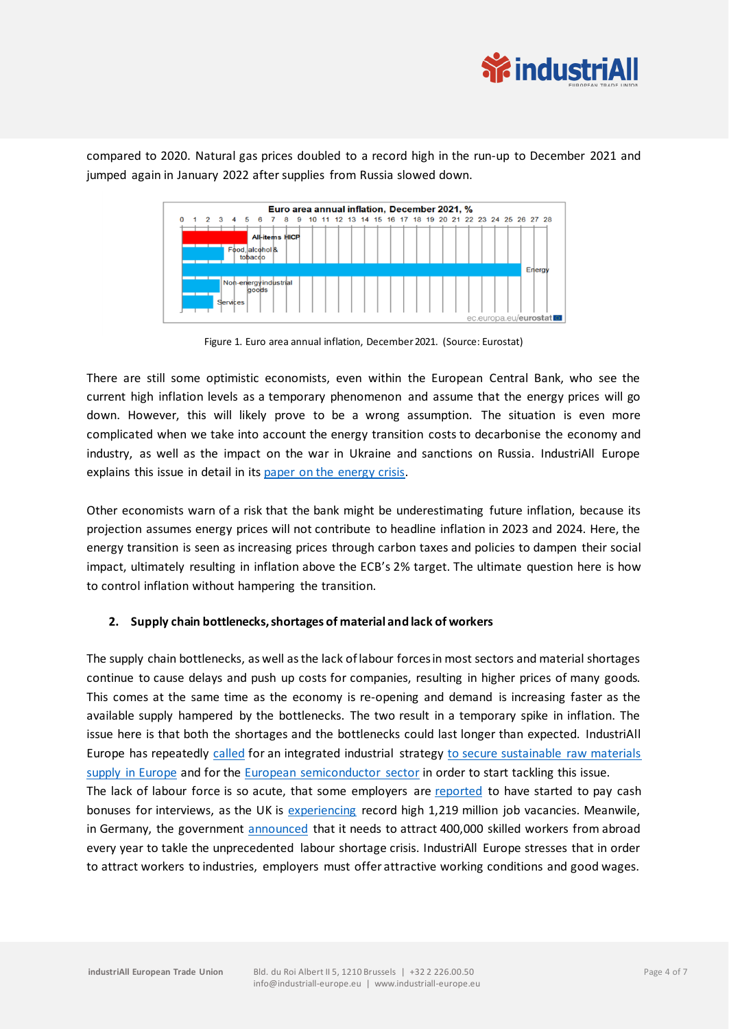compared to 2020. Natural gas prices doubled to a record high in the run-up to December 2021 and jumped again in January 2022 after supplies from Russia slowed down.

Figure 1. Euro area annual inflation, December 2021. (Source: Eurostat)

There are still some optimistic economists, even within the European Central Bank, who see the current high inflation levels as a temporary phenomenon and assume that the energy prices will go down. However, this will likely prove to be a wrong assumption. The situation is even more complicated when we take into account the energy transition costs to decarbonise the economy and industry, as well as the impact on the war in Ukraine and sanctions on Russia. IndustriAll Europe explains this issue in detail in its paper on the energy crisis.

Other economists warn of a risk that the bank might be underestimating future inflation, because its projection assumes energy prices will not contribute to headline inflation in 2023 and 2024. Here, the energy transition is seen as increasing prices through carbon taxes and policies to dampen their social impact, ultimately resulting in inflation above the ECB's 2% target. The ultimate question here is how to control inflation without hampering the transition.

## 2. Supply chain bottlenecks, shortages of material and lack of workers

The supply chain bottlenecks, as well as the lack of labour forces in most sectors and material shortages continue to cause delays and push up costs for companies, resulting in higher prices of many goods. This comes at the same time as the economy is re-opening and demand is increasing faster as the available supply hampered by the bottlenecks. The two result in a temporary spike in inflation. The issue here is that both the shortages and the bottlenecks could last longer than expected. IndustriAll Europe has repeatedly called for an integrated industrial strategy to secure sustainable raw materials supply in Europe and for the European semiconductor sector in order to start tackling this issue.
The lack of labour force is so acute, that some employers are reported to have started to pay cash bonuses for interviews, as the UK is experiencing record high 1,219 million job vacancies. Meanwile, in Germany, the government announced that it needs to attract 400,000 skilled workers from abroad every year to takle the unprecedented labour shortage crisis. IndustriAll Europe stresses that in order to attract workers to industries, employers must offer attractive working conditions and good wages.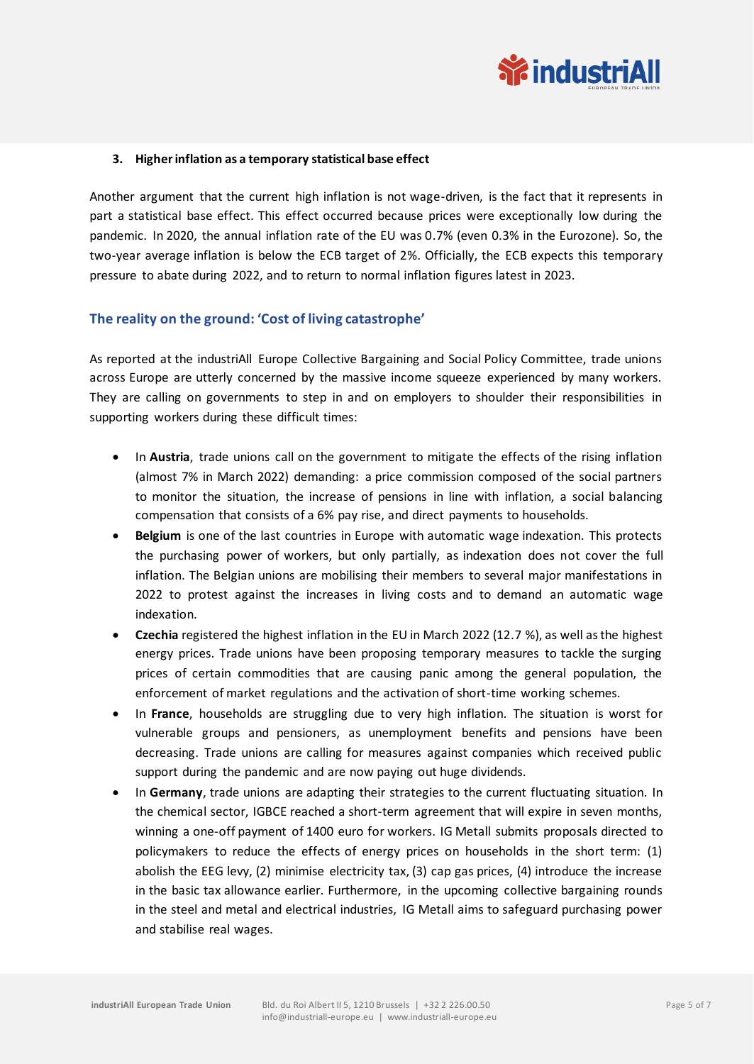3. **Higher inflation as a temporary statistical base effect**

Another argument that the current high inflation is not wage-driven, is the fact that it represents in part a statistical base effect. This effect occurred because prices were exceptionally low during the pandemic. In 2020, the annual inflation rate of the EU was 0.7% (even 0.3% in the Eurozone). So, the two-year average inflation is below the ECB target of 2%. Officially, the ECB expects this temporary pressure to abate during 2022, and to return to normal inflation figures latest in 2023.

## The reality on the ground: 'Cost of living catastrophe'

As reported at the industriAll Europe Collective Bargaining and Social Policy Committee, trade unions across Europe are utterly concerned by the massive income squeeze experienced by many workers. They are calling on governments to step in and on employers to shoulder their responsibilities in supporting workers during these difficult times:

- In **Austria**, trade unions call on the government to mitigate the effects of the rising inflation (almost 7% in March 2022) demanding: a price commission composed of the social partners to monitor the situation, the increase of pensions in line with inflation, a social balancing compensation that consists of a 6% pay rise, and direct payments to households.
- **Belgium** is one of the last countries in Europe with automatic wage indexation. This protects the purchasing power of workers, but only partially, as indexation does not cover the full inflation. The Belgian unions are mobilising their members to several major manifestations in 2022 to protest against the increases in living costs and to demand an automatic wage indexation.
- **Czechia** registered the highest inflation in the EU in March 2022 (12.7 %), as well as the highest energy prices. Trade unions have been proposing temporary measures to tackle the surging prices of certain commodities that are causing panic among the general population, the enforcement of market regulations and the activation of short-time working schemes.
- In **France**, households are struggling due to very high inflation. The situation is worst for vulnerable groups and pensioners, as unemployment benefits and pensions have been decreasing. Trade unions are calling for measures against companies which received public support during the pandemic and are now paying out huge dividends.
- In **Germany**, trade unions are adapting their strategies to the current fluctuating situation. In the chemical sector, IGBCE reached a short-term agreement that will expire in seven months, winning a one-off payment of 1400 euro for workers. IG Metall submits proposals directed to policymakers to reduce the effects of energy prices on households in the short term: (1) abolish the EEG levy, (2) minimise electricity tax, (3) cap gas prices, (4) introduce the increase in the basic tax allowance earlier. Furthermore, in the upcoming collective bargaining rounds in the steel and metal and electrical industries, IG Metall aims to safeguard purchasing power and stabilise real wages.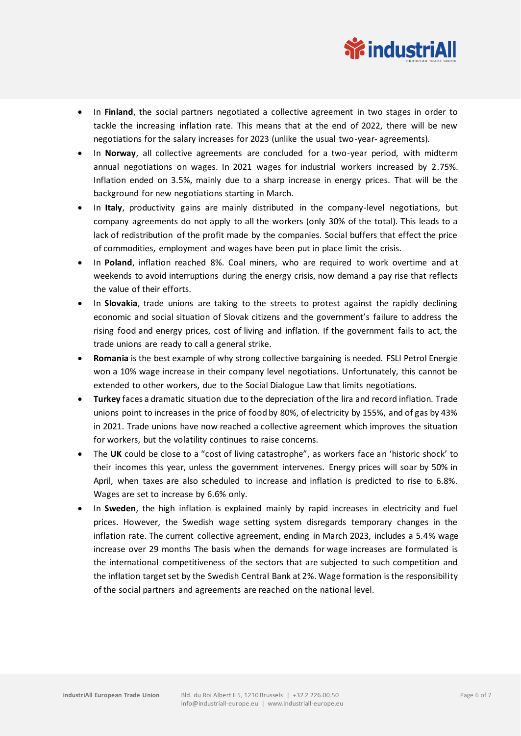- In **Finland**, the social partners negotiated a collective agreement in two stages in order to tackle the increasing inflation rate. This means that at the end of 2022, there will be new negotiations for the salary increases for 2023 (unlike the usual two-year- agreements).
- In **Norway**, all collective agreements are concluded for a two-year period, with midterm annual negotiations on wages. In 2021 wages for industrial workers increased by 2.75%. Inflation ended on 3.5%, mainly due to a sharp increase in energy prices. That will be the background for new negotiations starting in March.
- In **Italy**, productivity gains are mainly distributed in the company-level negotiations, but company agreements do not apply to all the workers (only 30% of the total). This leads to a lack of redistribution of the profit made by the companies. Social buffers that effect the price of commodities, employment and wages have been put in place limit the crisis.
- In **Poland**, inflation reached 8%. Coal miners, who are required to work overtime and at weekends to avoid interruptions during the energy crisis, now demand a pay rise that reflects the value of their efforts.
- In **Slovakia**, trade unions are taking to the streets to protest against the rapidly declining economic and social situation of Slovak citizens and the government's failure to address the rising food and energy prices, cost of living and inflation. If the government fails to act, the trade unions are ready to call a general strike.
- **Romania** is the best example of why strong collective bargaining is needed. FSLI Petrol Energie won a 10% wage increase in their company level negotiations. Unfortunately, this cannot be extended to other workers, due to the Social Dialogue Law that limits negotiations.
- **Turkey** faces a dramatic situation due to the depreciation of the lira and record inflation. Trade unions point to increases in the price of food by 80%, of electricity by 155%, and of gas by 43% in 2021. Trade unions have now reached a collective agreement which improves the situation for workers, but the volatility continues to raise concerns.
- The **UK** could be close to a "cost of living catastrophe", as workers face an 'historic shock' to their incomes this year, unless the government intervenes. Energy prices will soar by 50% in April, when taxes are also scheduled to increase and inflation is predicted to rise to 6.8%. Wages are set to increase by 6.6% only.
- In **Sweden**, the high inflation is explained mainly by rapid increases in electricity and fuel prices. However, the Swedish wage setting system disregards temporary changes in the inflation rate. The current collective agreement, ending in March 2023, includes a 5.4% wage increase over 29 months The basis when the demands for wage increases are formulated is the international competitiveness of the sectors that are subjected to such competition and the inflation target set by the Swedish Central Bank at 2%. Wage formation is the responsibility of the social partners and agreements are reached on the national level.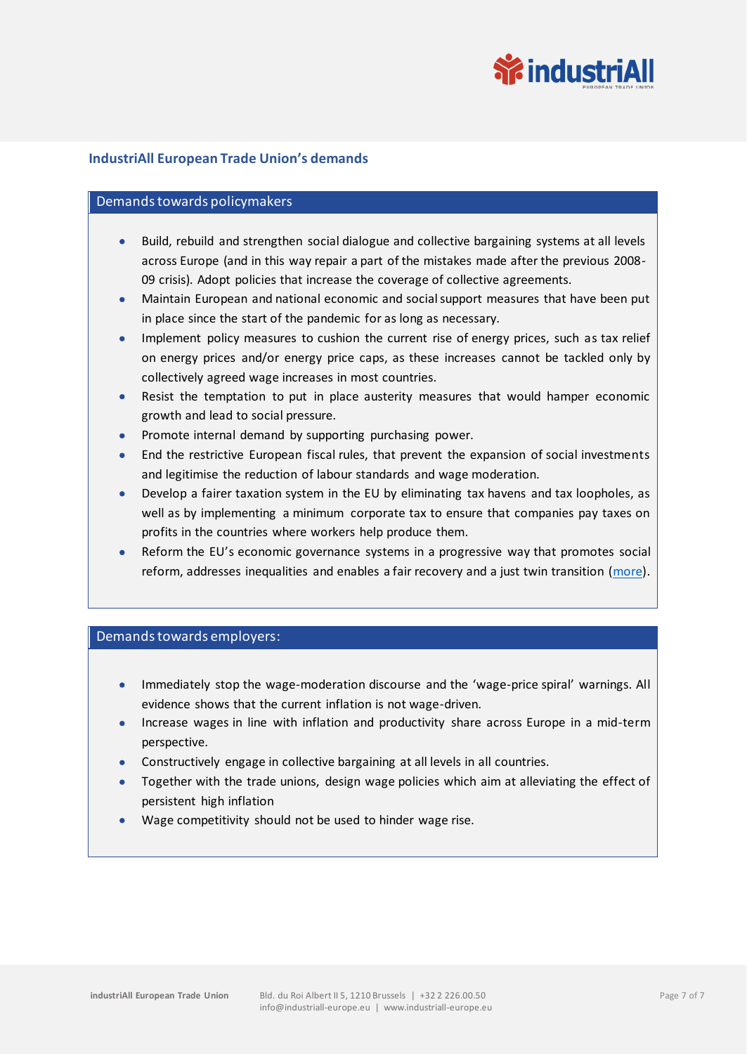## IndustriAll European Trade Union's demands

### Demands towards policymakers

- Build, rebuild and strengthen social dialogue and collective bargaining systems at all levels across Europe (and in this way repair a part of the mistakes made after the previous 2008-09 crisis). Adopt policies that increase the coverage of collective agreements.
- Maintain European and national economic and social support measures that have been put in place since the start of the pandemic for as long as necessary.
- Implement policy measures to cushion the current rise of energy prices, such as tax relief on energy prices and/or energy price caps, as these increases cannot be tackled only by collectively agreed wage increases in most countries.
- Resist the temptation to put in place austerity measures that would hamper economic growth and lead to social pressure.
- Promote internal demand by supporting purchasing power.
- End the restrictive European fiscal rules, that prevent the expansion of social investments and legitimise the reduction of labour standards and wage moderation.
- Develop a fairer taxation system in the EU by eliminating tax havens and tax loopholes, as well as by implementing a minimum corporate tax to ensure that companies pay taxes on profits in the countries where workers help produce them.
- Reform the EU's economic governance systems in a progressive way that promotes social reform, addresses inequalities and enables a fair recovery and a just twin transition (more).

### Demands towards employers:

- Immediately stop the wage-moderation discourse and the 'wage-price spiral' warnings. All evidence shows that the current inflation is not wage-driven.
- Increase wages in line with inflation and productivity share across Europe in a mid-term perspective.
- Constructively engage in collective bargaining at all levels in all countries.
- Together with the trade unions, design wage policies which aim at alleviating the effect of persistent high inflation
- Wage competitivity should not be used to hinder wage rise.